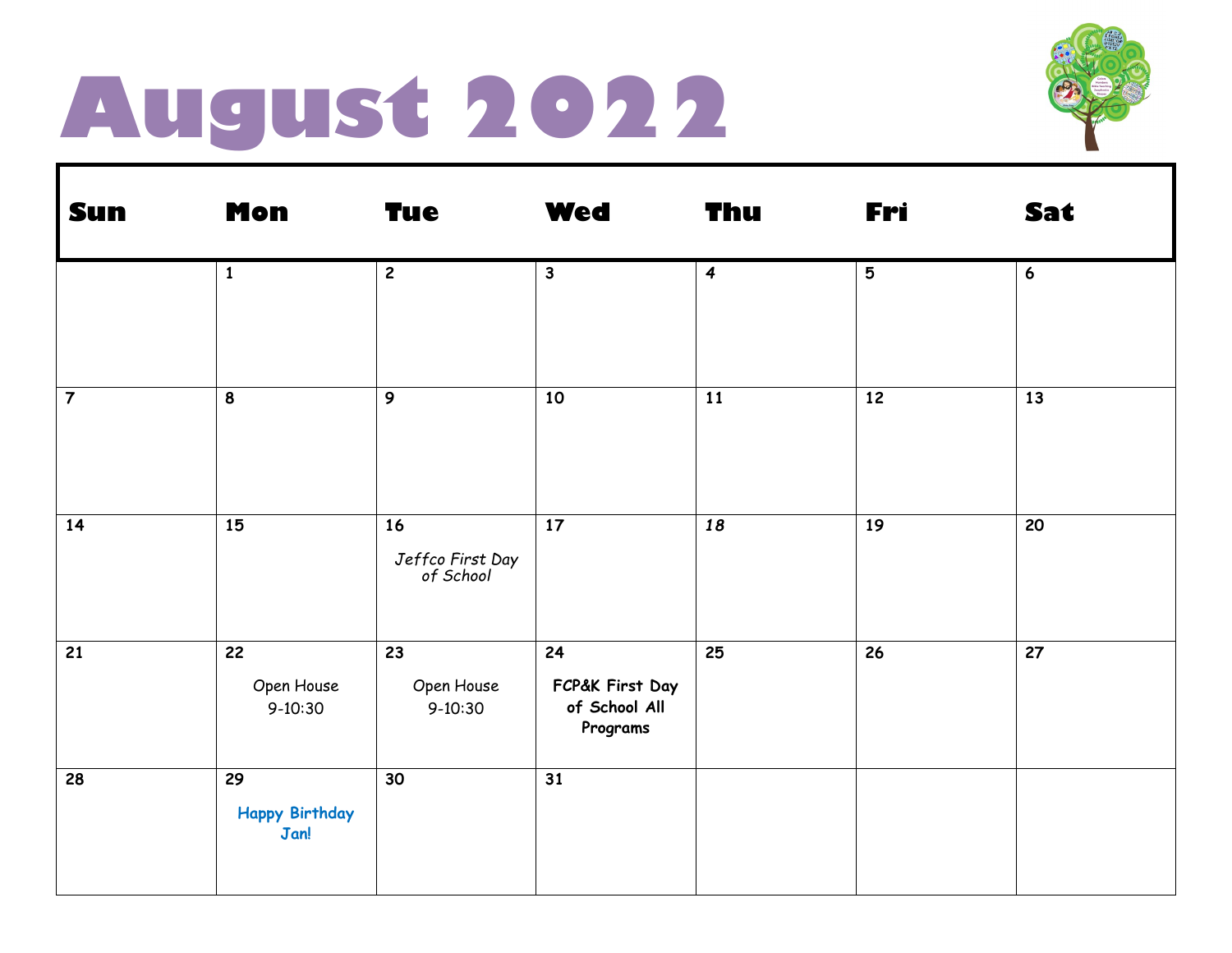# August 2022

| Sun | Mon | Tue | Wed | Thu | Fri | Sat |
|---|---|---|---|---|---|---|
| | 1 | 2 | 3 | 4 | 5 | 6 |
| 7 | 8 | 9 | 10 | 11 | 12 | 13 |
| 14 | 15 | 16 *Jeffco First Day of School* | 17 | 18 | 19 | 20 |
| 21 | 22 Open House 9-10:30 | 23 Open House 9-10:30 | 24 **FCP&K First Day of School All Programs** | 25 | 26 | 27 |
| 28 | 29 Happy Birthday Jan! | 30 | 31 | | | |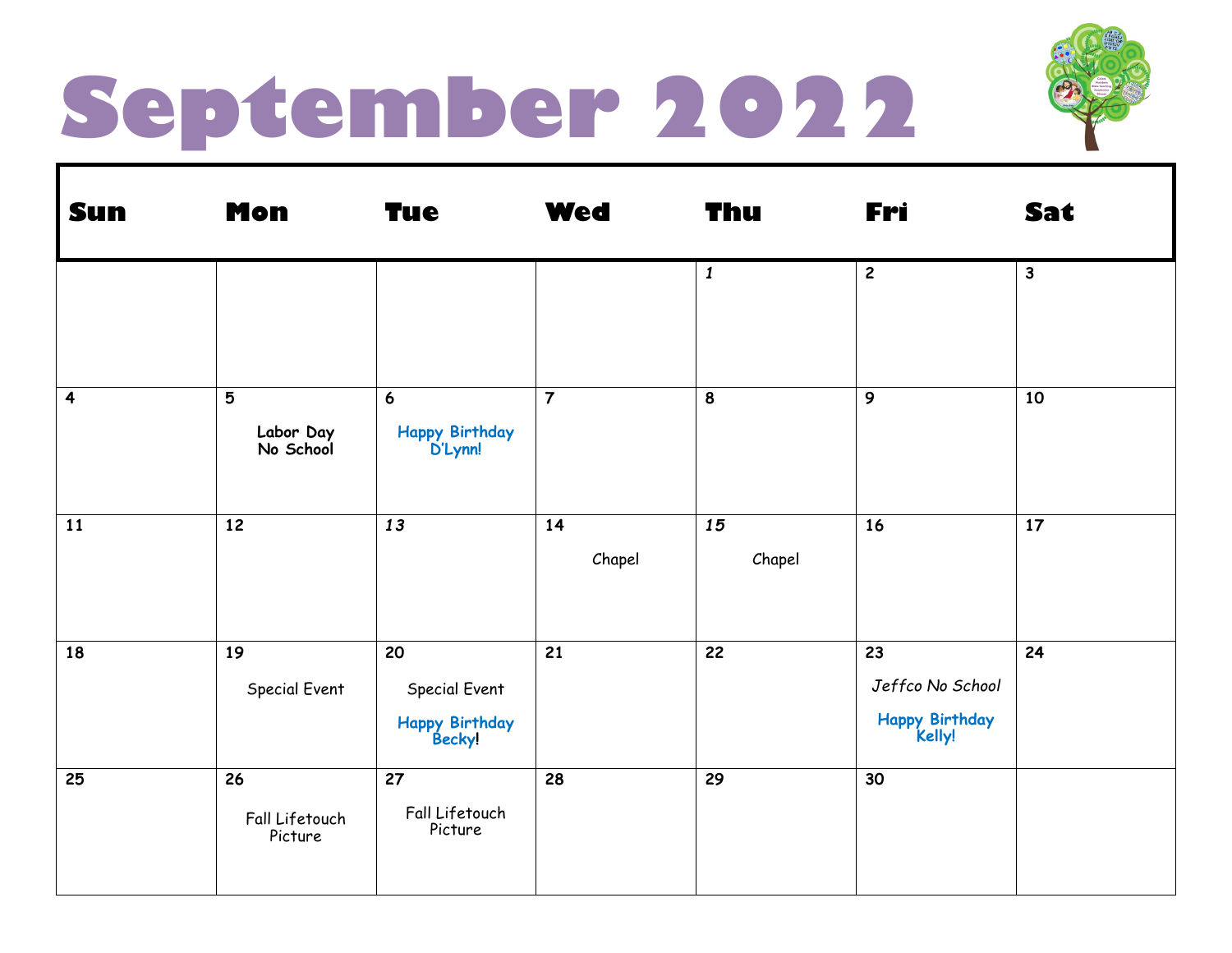# September 2022

| Sun | Mon | Tue | Wed | Thu | Fri | Sat |
|---|---|---|---|---|---|---|
| | | | | 1 | 2 | 3 |
| 4 | 5<br>Labor Day<br>No School | 6<br>Happy Birthday D'Lynn! | 7 | 8 | 9 | 10 |
| 11 | 12 | 13 | 14<br>Chapel | 15<br>Chapel | 16 | 17 |
| 18 | 19<br>Special Event | 20<br>Special Event<br>Happy Birthday Becky! | 21 | 22 | 23<br>Jeffco No School<br>Happy Birthday Kelly! | 24 |
| 25 | 26<br>Fall Lifetouch Picture | 27<br>Fall Lifetouch Picture | 28 | 29 | 30 | |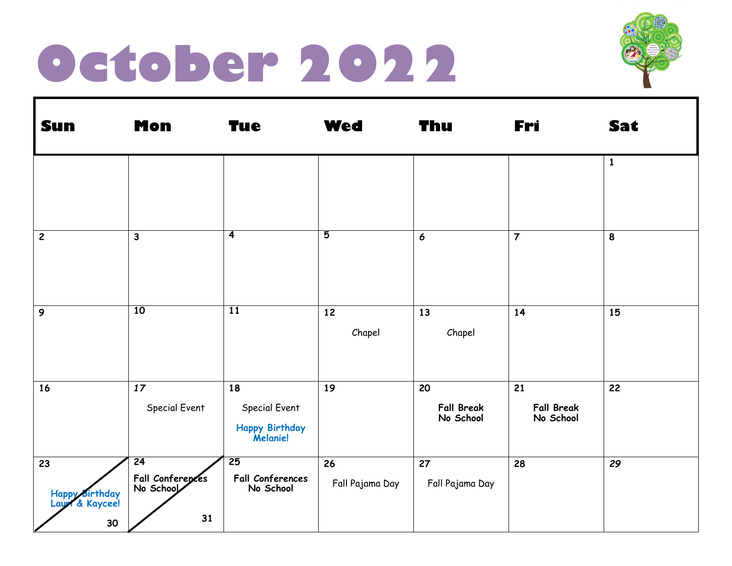# October 2022

| Sun | Mon | Tue | Wed | Thu | Fri | Sat |
|---|---|---|---|---|---|---|
| | | | | | | 1 |
| 2 | 3 | 4 | 5 | 6 | 7 | 8 |
| 9 | 10 | 11 | 12 Chapel | 13 Chapel | 14 | 15 |
| 16 | 17 Special Event | 18 Special Event **Happy Birthday Melanie!** | 19 | 20 **Fall Break No School** | 21 **Fall Break No School** | 22 |
| 23 / 30 **Happy Birthday Lauri & Kaycee!** | 24 **Fall Conferences No School** / 31 | 25 **Fall Conferences No School** | 26 Fall Pajama Day | 27 Fall Pajama Day | 28 | 29 |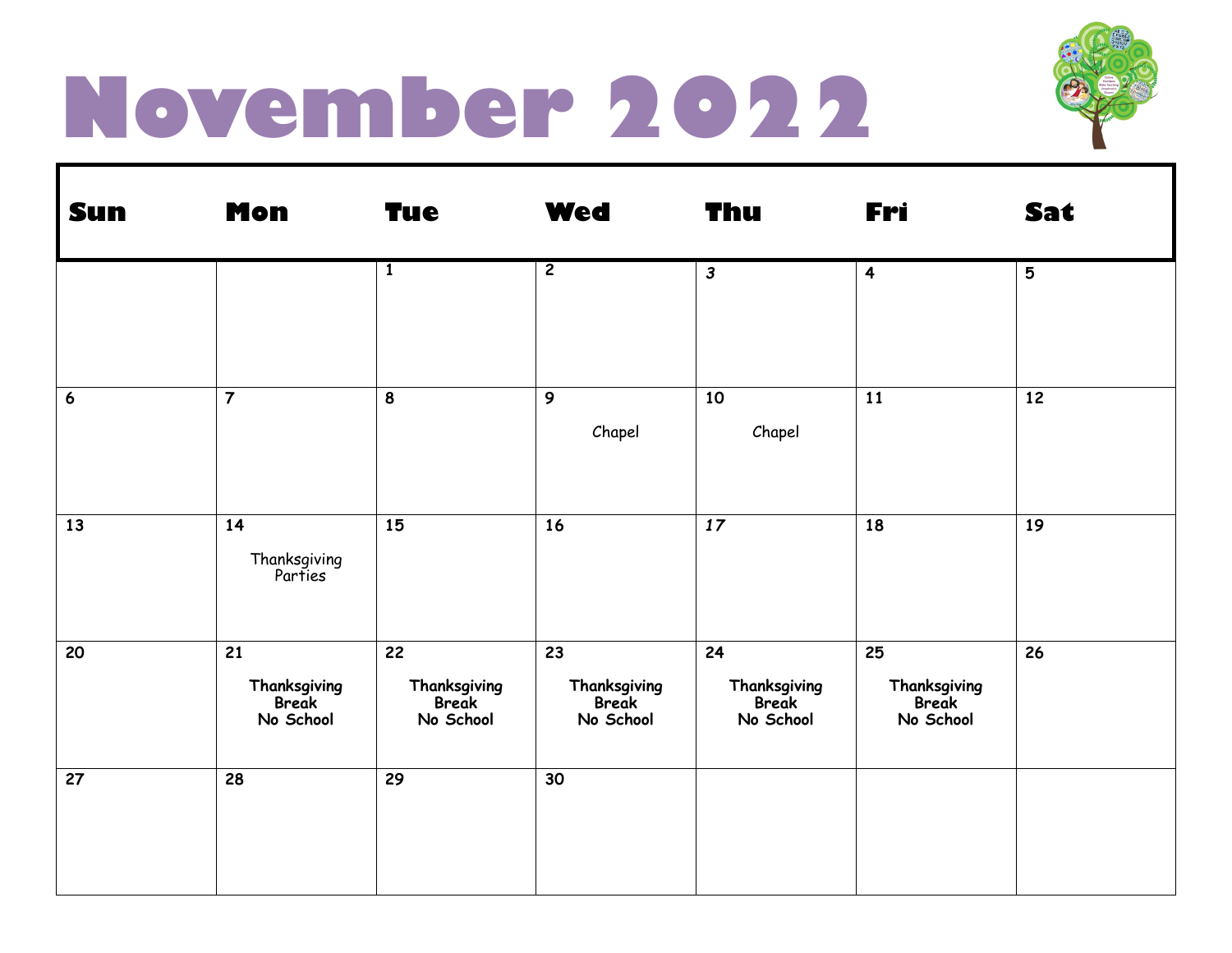# November 2022

| Sun | Mon | Tue | Wed | Thu | Fri | Sat |
|---|---|---|---|---|---|---|
| | | 1 | 2 | 3 | 4 | 5 |
| 6 | 7 | 8 | 9<br>Chapel | 10<br>Chapel | 11 | 12 |
| 13 | 14<br>Thanksgiving Parties | 15 | 16 | 17 | 18 | 19 |
| 20 | 21<br>**Thanksgiving Break No School** | 22<br>**Thanksgiving Break No School** | 23<br>**Thanksgiving Break No School** | 24<br>**Thanksgiving Break No School** | 25<br>**Thanksgiving Break No School** | 26 |
| 27 | 28 | 29 | 30 | | | |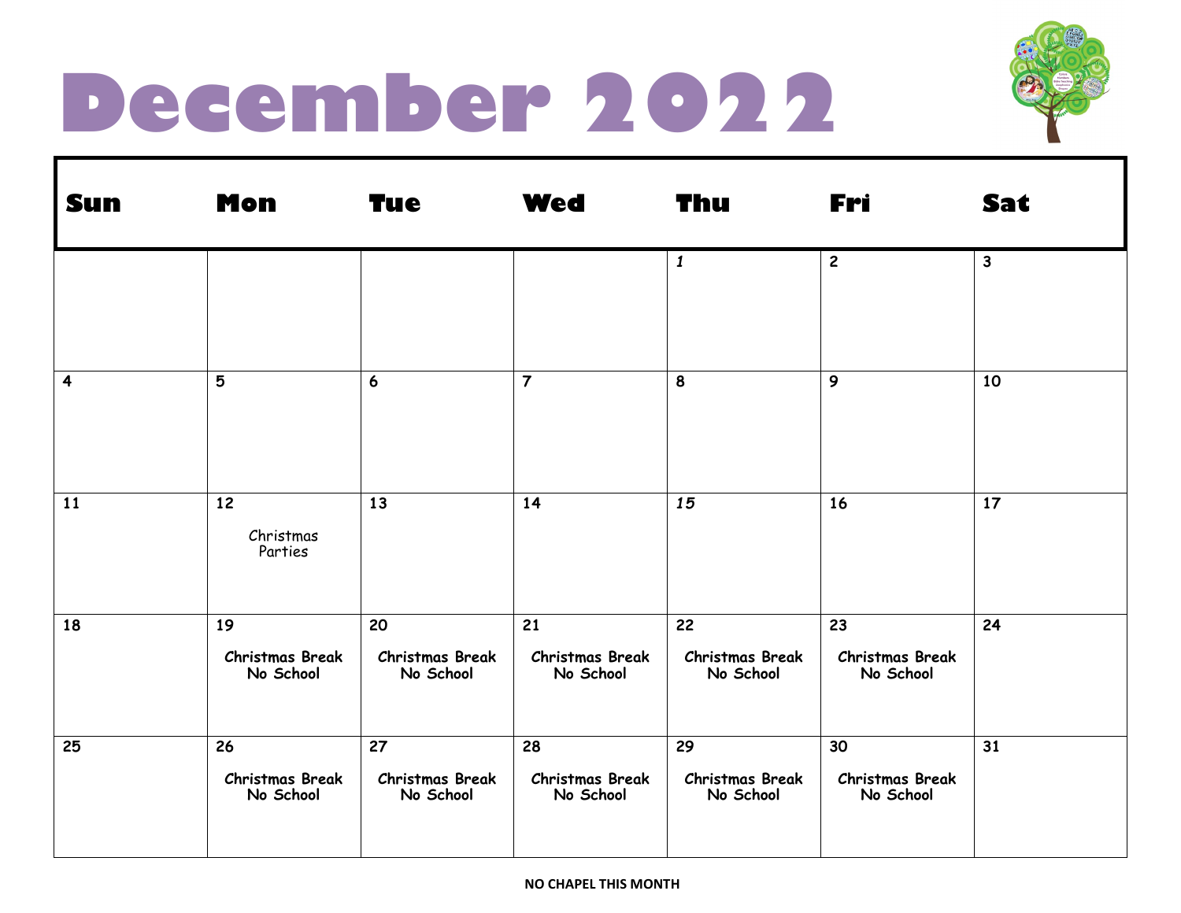# December 2022

| Sun | Mon | Tue | Wed | Thu | Fri | Sat |
|---|---|---|---|---|---|---|
| | | | | *1* | 2 | 3 |
| 4 | 5 | 6 | 7 | 8 | 9 | 10 |
| 11 | 12 Christmas Parties | 13 | 14 | *15* | 16 | 17 |
| 18 | 19 **Christmas Break No School** | 20 **Christmas Break No School** | 21 **Christmas Break No School** | 22 **Christmas Break No School** | 23 **Christmas Break No School** | 24 |
| 25 | 26 **Christmas Break No School** | 27 **Christmas Break No School** | 28 **Christmas Break No School** | 29 **Christmas Break No School** | 30 **Christmas Break No School** | 31 |

**NO CHAPEL THIS MONTH**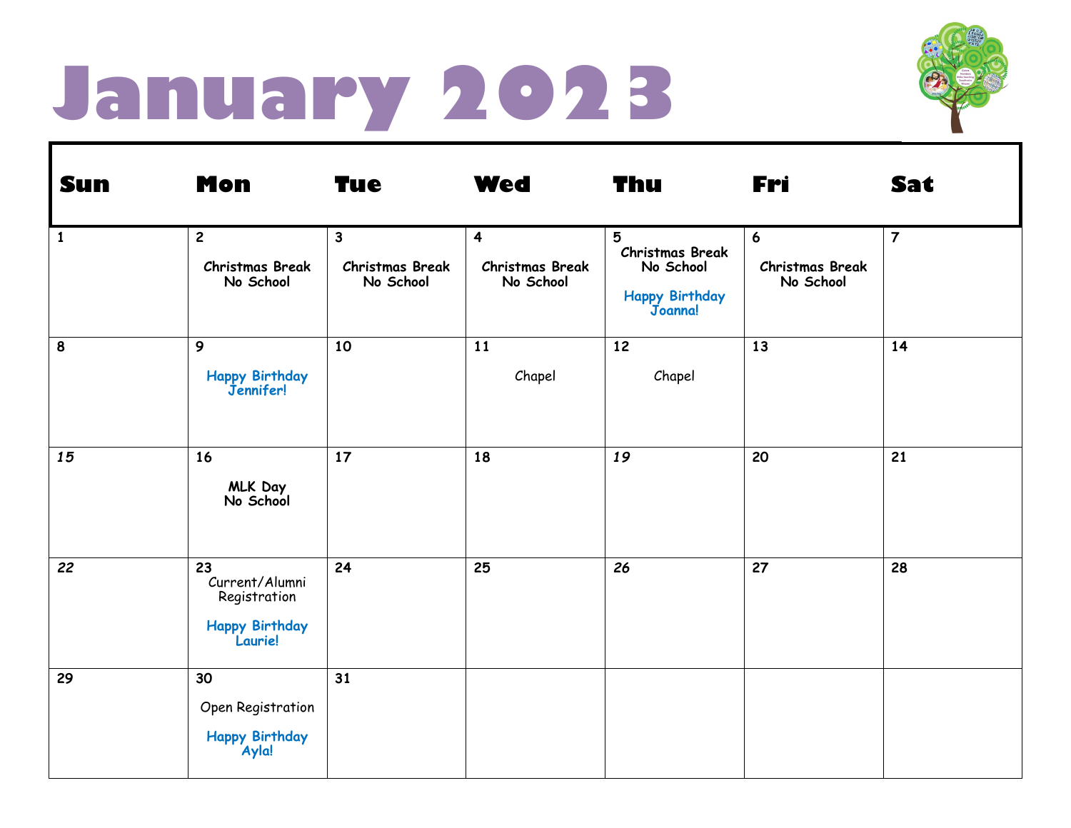# January 2023

| Sun | Mon | Tue | Wed | Thu | Fri | Sat |
|---|---|---|---|---|---|---|
| 1 | 2 Christmas Break No School | 3 Christmas Break No School | 4 Christmas Break No School | 5 Christmas Break No School Happy Birthday Joanna! | 6 Christmas Break No School | 7 |
| 8 | 9 Happy Birthday Jennifer! | 10 | 11 Chapel | 12 Chapel | 13 | 14 |
| *15* | 16 MLK Day No School | 17 | 18 | *19* | 20 | 21 |
| *22* | 23 Current/Alumni Registration Happy Birthday Laurie! | 24 | 25 | *26* | 27 | 28 |
| 29 | 30 Open Registration Happy Birthday Ayla! | 31 | | | | |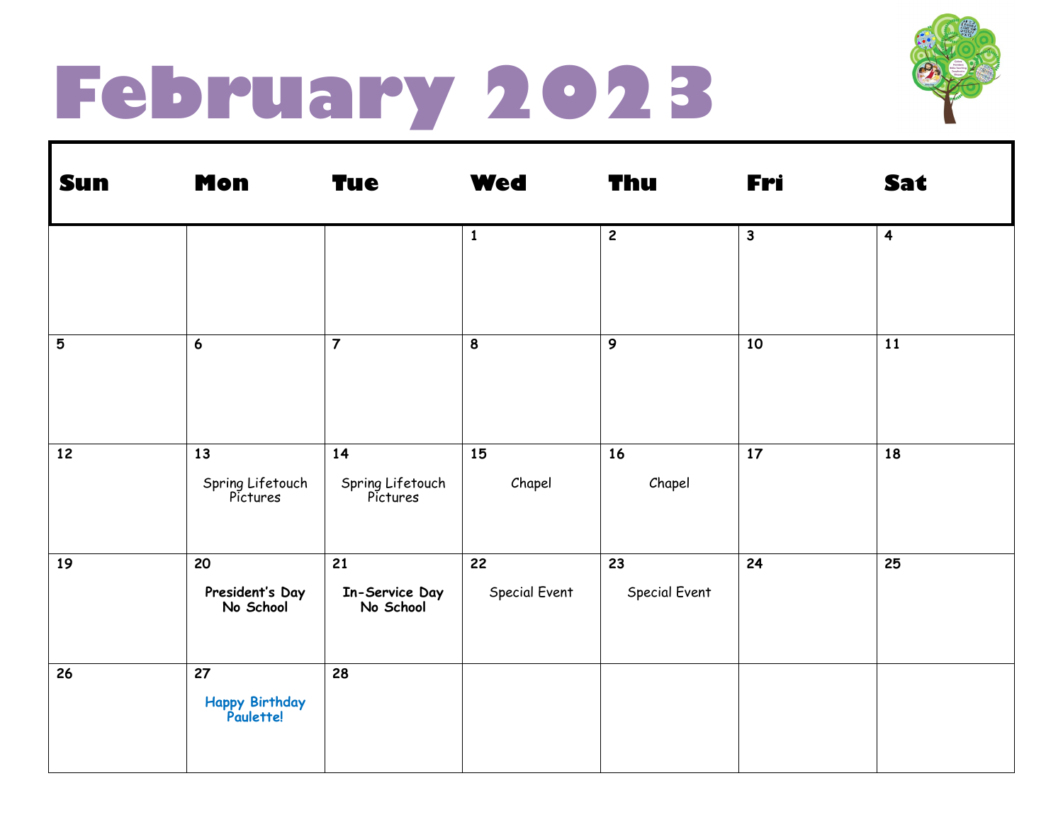# February 2023

| Sun | Mon | Tue | Wed | Thu | Fri | Sat |
| --- | --- | --- | --- | --- | --- | --- |
| | | | 1 | 2 | 3 | 4 |
| 5 | 6 | 7 | 8 | 9 | 10 | 11 |
| 12 | 13 Spring Lifetouch Pictures | 14 Spring Lifetouch Pictures | 15 Chapel | 16 Chapel | 17 | 18 |
| 19 | 20 **President's Day No School** | 21 **In-Service Day No School** | 22 Special Event | 23 Special Event | 24 | 25 |
| 26 | 27 **Happy Birthday Paulette!** | 28 | | | | |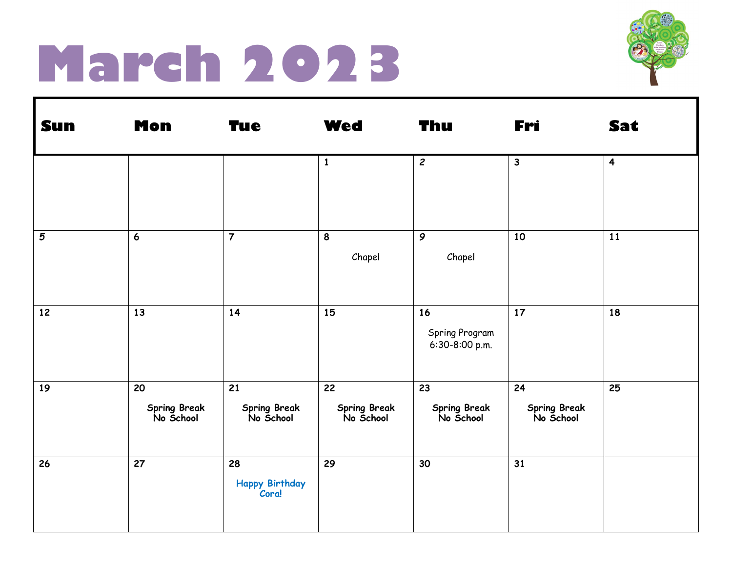# March 2023

| Sun | Mon | Tue | Wed | Thu | Fri | Sat |
|---|---|---|---|---|---|---|
| | | | 1 | 2 | 3 | 4 |
| 5 | 6 | 7 | 8 Chapel | 9 Chapel | 10 | 11 |
| 12 | 13 | 14 | 15 | 16 Spring Program 6:30-8:00 p.m. | 17 | 18 |
| 19 | 20 **Spring Break No School** | 21 **Spring Break No School** | 22 **Spring Break No School** | 23 **Spring Break No School** | 24 **Spring Break No School** | 25 |
| 26 | 27 | 28 **Happy Birthday Cora!** | 29 | 30 | 31 | |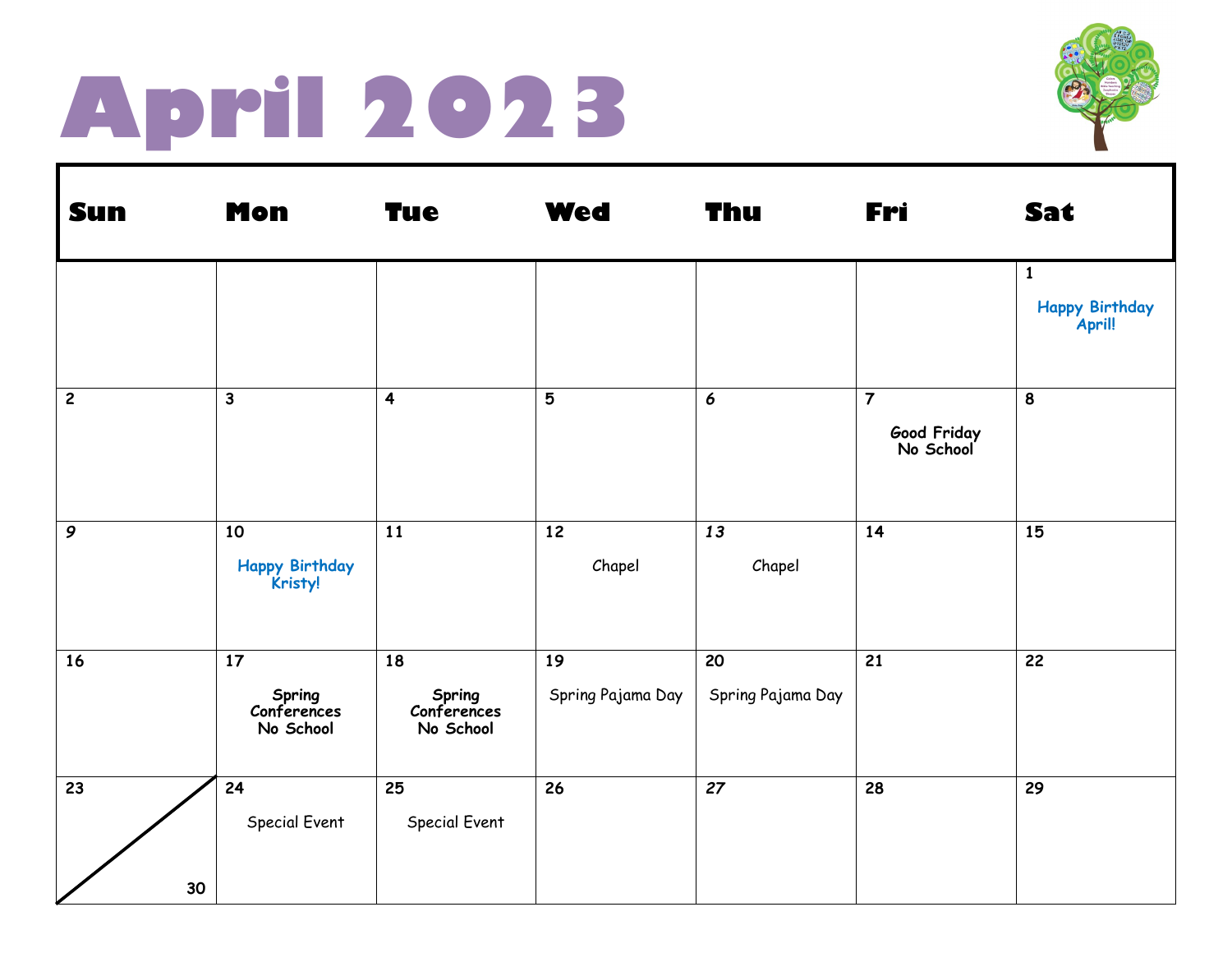# April 2023

| Sun | Mon | Tue | Wed | Thu | Fri | Sat |
|---|---|---|---|---|---|---|
| | | | | | | 1 Happy Birthday April! |
| 2 | 3 | 4 | 5 | 6 | 7 Good Friday No School | 8 |
| 9 | 10 Happy Birthday Kristy! | 11 | 12 Chapel | 13 Chapel | 14 | 15 |
| 16 | 17 Spring Conferences No School | 18 Spring Conferences No School | 19 Spring Pajama Day | 20 Spring Pajama Day | 21 | 22 |
| 23 / 30 | 24 Special Event | 25 Special Event | 26 | 27 | 28 | 29 |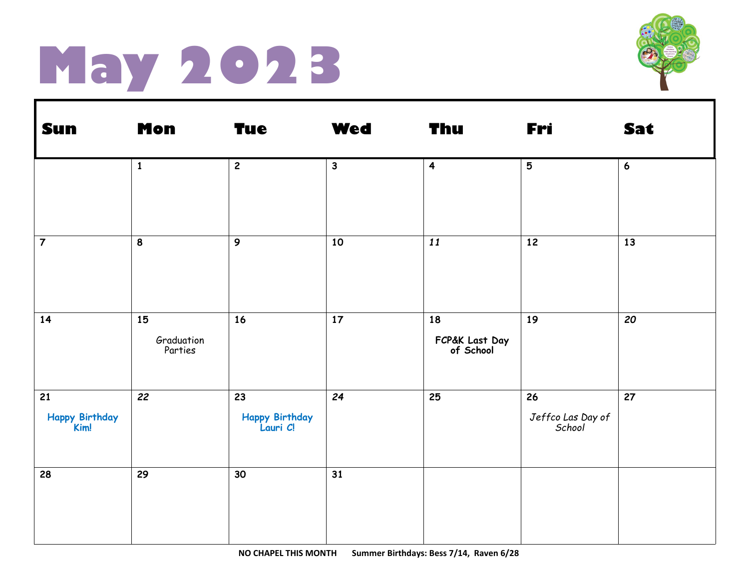# May 2023

| Sun | Mon | Tue | Wed | Thu | Fri | Sat |
|---|---|---|---|---|---|---|
| | 1 | 2 | 3 | 4 | 5 | 6 |
| 7 | 8 | 9 | 10 | 11 | 12 | 13 |
| 14 | 15 Graduation Parties | 16 | 17 | 18 **FCP&K Last Day of School** | 19 | 20 |
| 21 Happy Birthday Kim! | 22 | 23 Happy Birthday Lauri C! | 24 | 25 | 26 *Jeffco Las Day of School* | 27 |
| 28 | 29 | 30 | 31 | | | |

**NO CHAPEL THIS MONTH** **Summer Birthdays: Bess 7/14, Raven 6/28**